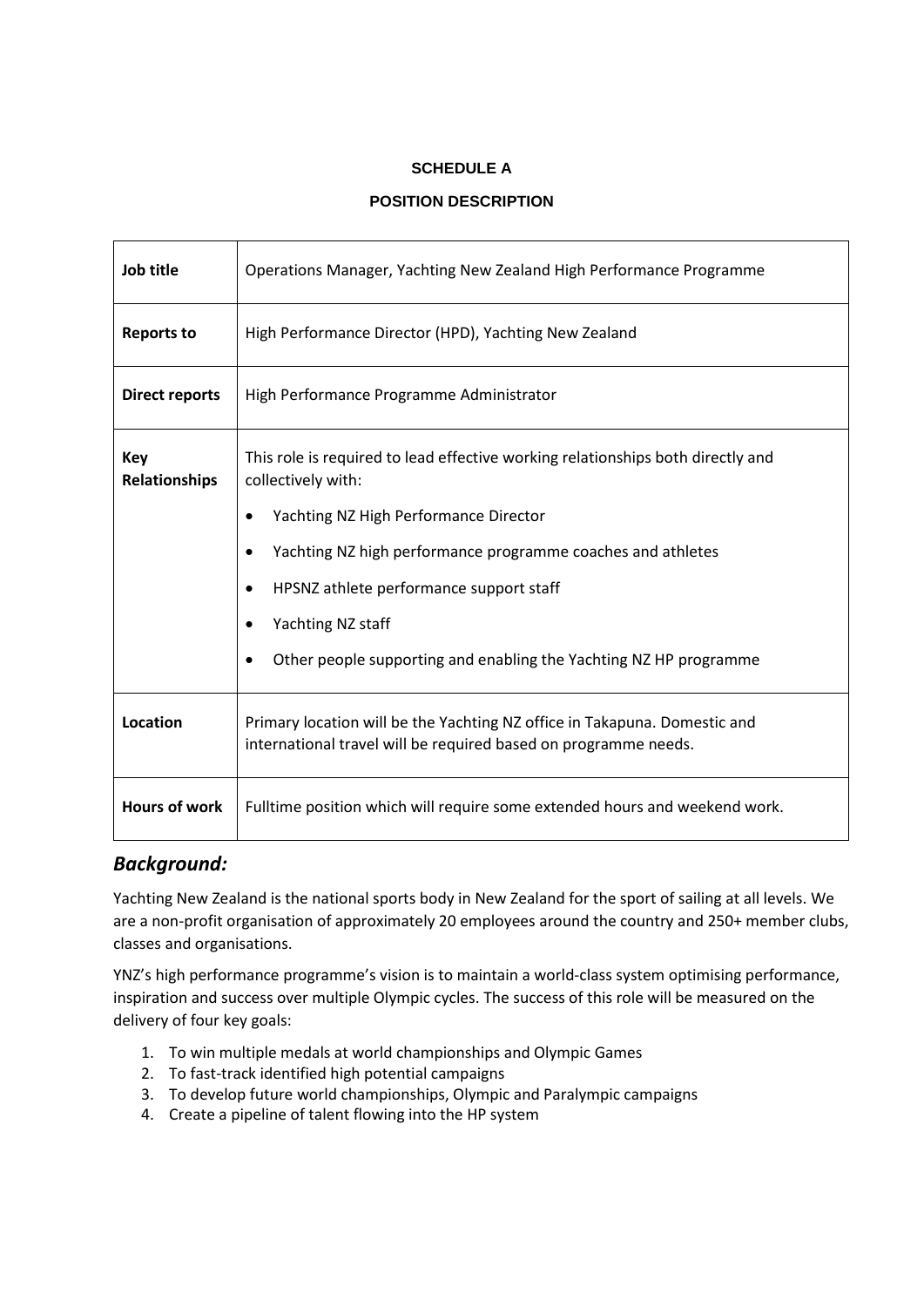**SCHEDULE A**

**POSITION DESCRIPTION**

| | |
|---|---|
| **Job title** | Operations Manager, Yachting New Zealand High Performance Programme |
| **Reports to** | High Performance Director (HPD), Yachting New Zealand |
| **Direct reports** | High Performance Programme Administrator |
| **Key Relationships** | This role is required to lead effective working relationships both directly and collectively with:<br>• Yachting NZ High Performance Director<br>• Yachting NZ high performance programme coaches and athletes<br>• HPSNZ athlete performance support staff<br>• Yachting NZ staff<br>• Other people supporting and enabling the Yachting NZ HP programme |
| **Location** | Primary location will be the Yachting NZ office in Takapuna. Domestic and international travel will be required based on programme needs. |
| **Hours of work** | Fulltime position which will require some extended hours and weekend work. |

## *Background:*

Yachting New Zealand is the national sports body in New Zealand for the sport of sailing at all levels. We are a non-profit organisation of approximately 20 employees around the country and 250+ member clubs, classes and organisations.

YNZ's high performance programme's vision is to maintain a world-class system optimising performance, inspiration and success over multiple Olympic cycles. The success of this role will be measured on the delivery of four key goals:

1. To win multiple medals at world championships and Olympic Games
2. To fast-track identified high potential campaigns
3. To develop future world championships, Olympic and Paralympic campaigns
4. Create a pipeline of talent flowing into the HP system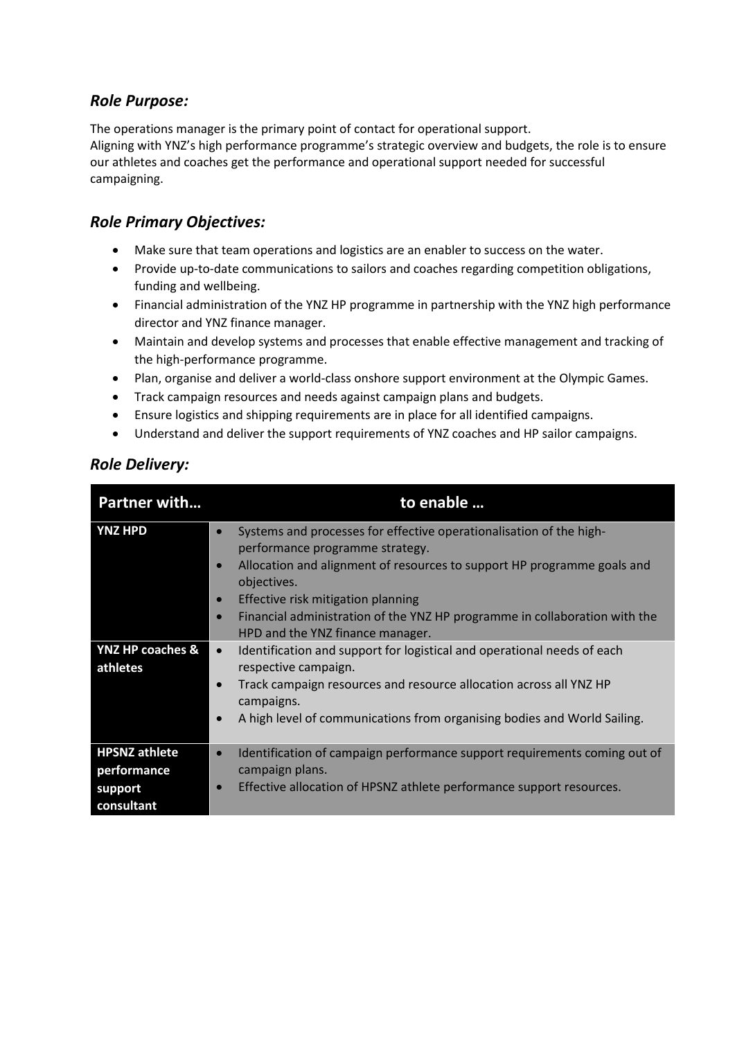## *Role Purpose:*

The operations manager is the primary point of contact for operational support.
Aligning with YNZ's high performance programme's strategic overview and budgets, the role is to ensure our athletes and coaches get the performance and operational support needed for successful campaigning.

## *Role Primary Objectives:*

- Make sure that team operations and logistics are an enabler to success on the water.
- Provide up-to-date communications to sailors and coaches regarding competition obligations, funding and wellbeing.
- Financial administration of the YNZ HP programme in partnership with the YNZ high performance director and YNZ finance manager.
- Maintain and develop systems and processes that enable effective management and tracking of the high-performance programme.
- Plan, organise and deliver a world-class onshore support environment at the Olympic Games.
- Track campaign resources and needs against campaign plans and budgets.
- Ensure logistics and shipping requirements are in place for all identified campaigns.
- Understand and deliver the support requirements of YNZ coaches and HP sailor campaigns.

## *Role Delivery:*

| Partner with… | to enable … |
|---|---|
| **YNZ HPD** | • Systems and processes for effective operationalisation of the high-performance programme strategy.<br>• Allocation and alignment of resources to support HP programme goals and objectives.<br>• Effective risk mitigation planning<br>• Financial administration of the YNZ HP programme in collaboration with the HPD and the YNZ finance manager. |
| **YNZ HP coaches & athletes** | • Identification and support for logistical and operational needs of each respective campaign.<br>• Track campaign resources and resource allocation across all YNZ HP campaigns.<br>• A high level of communications from organising bodies and World Sailing. |
| **HPSNZ athlete performance support consultant** | • Identification of campaign performance support requirements coming out of campaign plans.<br>• Effective allocation of HPSNZ athlete performance support resources. |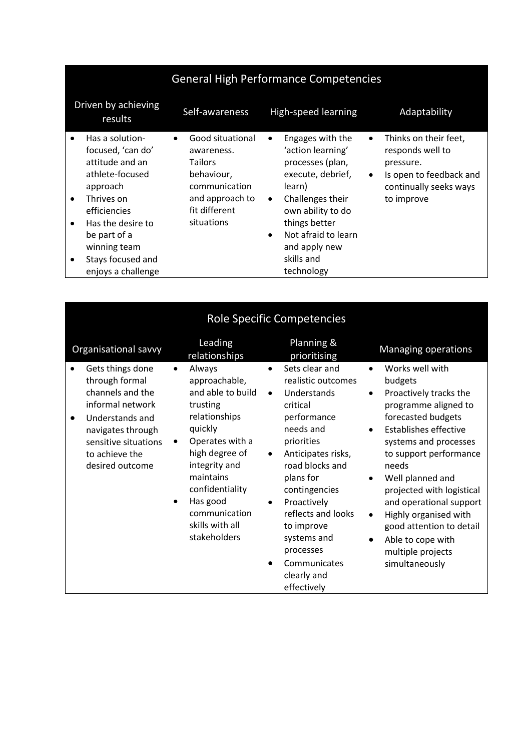| General High Performance Competencies | | | |
|---|---|---|---|
| Driven by achieving results | Self-awareness | High-speed learning | Adaptability |
| • Has a solution-focused, 'can do' attitude and an athlete-focused approach<br>• Thrives on efficiencies<br>• Has the desire to be part of a winning team<br>• Stays focused and enjoys a challenge | • Good situational awareness. Tailors behaviour, communication and approach to fit different situations | • Engages with the 'action learning' processes (plan, execute, debrief, learn)<br>• Challenges their own ability to do things better<br>• Not afraid to learn and apply new skills and technology | • Thinks on their feet, responds well to pressure.<br>• Is open to feedback and continually seeks ways to improve |

| Role Specific Competencies | | | |
|---|---|---|---|
| Organisational savvy | Leading relationships | Planning & prioritising | Managing operations |
| • Gets things done through formal channels and the informal network<br>• Understands and navigates through sensitive situations to achieve the desired outcome | • Always approachable, and able to build trusting relationships quickly<br>• Operates with a high degree of integrity and maintains confidentiality<br>• Has good communication skills with all stakeholders | • Sets clear and realistic outcomes<br>• Understands critical performance needs and priorities<br>• Anticipates risks, road blocks and plans for contingencies<br>• Proactively reflects and looks to improve systems and processes<br>• Communicates clearly and effectively | • Works well with budgets<br>• Proactively tracks the programme aligned to forecasted budgets<br>• Establishes effective systems and processes to support performance needs<br>• Well planned and projected with logistical and operational support<br>• Highly organised with good attention to detail<br>• Able to cope with multiple projects simultaneously |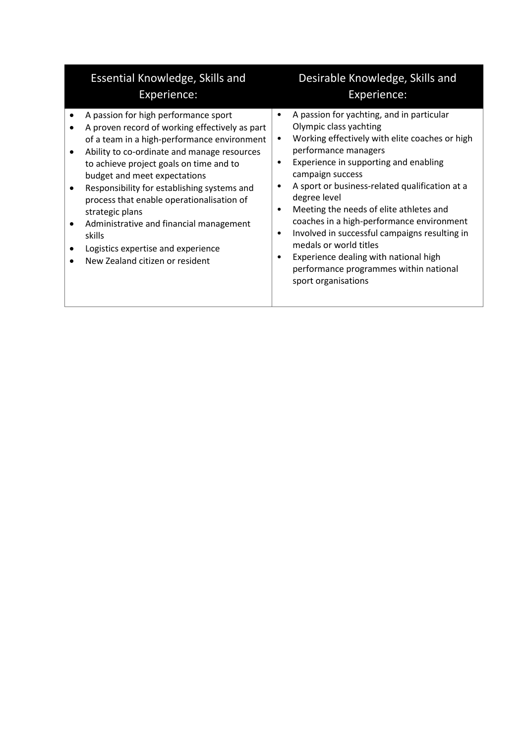| Essential Knowledge, Skills and Experience: | Desirable Knowledge, Skills and Experience: |
|---|---|
| • A passion for high performance sport<br>• A proven record of working effectively as part of a team in a high-performance environment<br>• Ability to co-ordinate and manage resources to achieve project goals on time and to budget and meet expectations<br>• Responsibility for establishing systems and process that enable operationalisation of strategic plans<br>• Administrative and financial management skills<br>• Logistics expertise and experience<br>• New Zealand citizen or resident | • A passion for yachting, and in particular Olympic class yachting<br>• Working effectively with elite coaches or high performance managers<br>• Experience in supporting and enabling campaign success<br>• A sport or business-related qualification at a degree level<br>• Meeting the needs of elite athletes and coaches in a high-performance environment<br>• Involved in successful campaigns resulting in medals or world titles<br>• Experience dealing with national high performance programmes within national sport organisations |